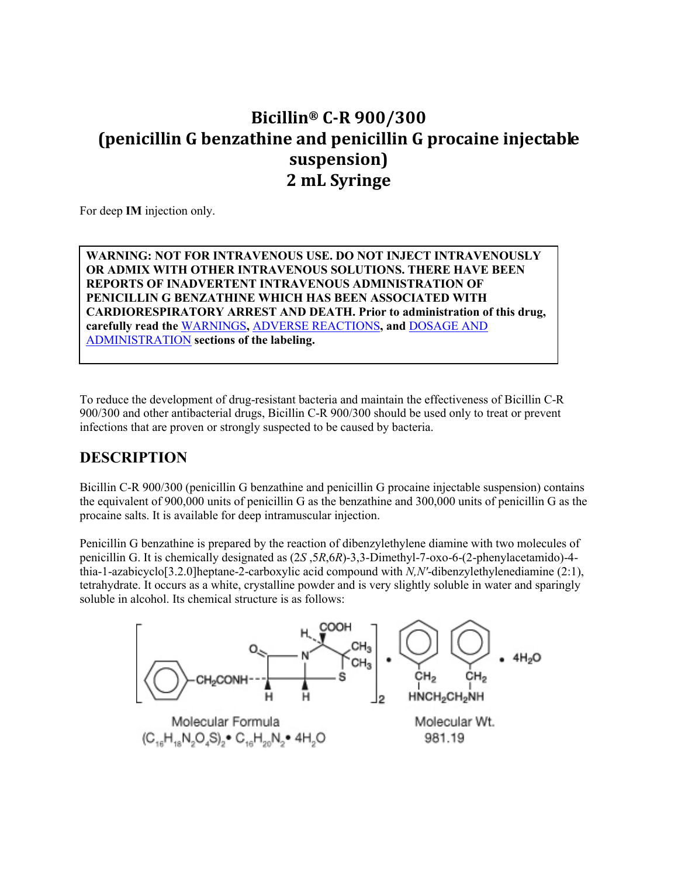# Bicillin® C-R 900/300
# (penicillin G benzathine and penicillin G procaine injectable suspension)
# 2 mL Syringe

For deep **IM** injection only.

> **WARNING: NOT FOR INTRAVENOUS USE. DO NOT INJECT INTRAVENOUSLY OR ADMIX WITH OTHER INTRAVENOUS SOLUTIONS. THERE HAVE BEEN REPORTS OF INADVERTENT INTRAVENOUS ADMINISTRATION OF PENICILLIN G BENZATHINE WHICH HAS BEEN ASSOCIATED WITH CARDIORESPIRATORY ARREST AND DEATH. Prior to administration of this drug, carefully read the WARNINGS, ADVERSE REACTIONS, and DOSAGE AND ADMINISTRATION sections of the labeling.**

To reduce the development of drug-resistant bacteria and maintain the effectiveness of Bicillin C-R 900/300 and other antibacterial drugs, Bicillin C-R 900/300 should be used only to treat or prevent infections that are proven or strongly suspected to be caused by bacteria.

## DESCRIPTION

Bicillin C-R 900/300 (penicillin G benzathine and penicillin G procaine injectable suspension) contains the equivalent of 900,000 units of penicillin G as the benzathine and 300,000 units of penicillin G as the procaine salts. It is available for deep intramuscular injection.

Penicillin G benzathine is prepared by the reaction of dibenzylethylene diamine with two molecules of penicillin G. It is chemically designated as (2*S*,5*R*,6*R*)-3,3-Dimethyl-7-oxo-6-(2-phenylacetamido)-4-thia-1-azabicyclo[3.2.0]heptane-2-carboxylic acid compound with *N,N'*-dibenzylethylenediamine (2:1), tetrahydrate. It occurs as a white, crystalline powder and is very slightly soluble in water and sparingly soluble in alcohol. Its chemical structure is as follows:

Molecular Formula $(C_{16}H_{18}N_2O_4S)_2 \cdot C_{16}H_{20}N_2 \cdot 4H_2O$

Molecular Wt. 981.19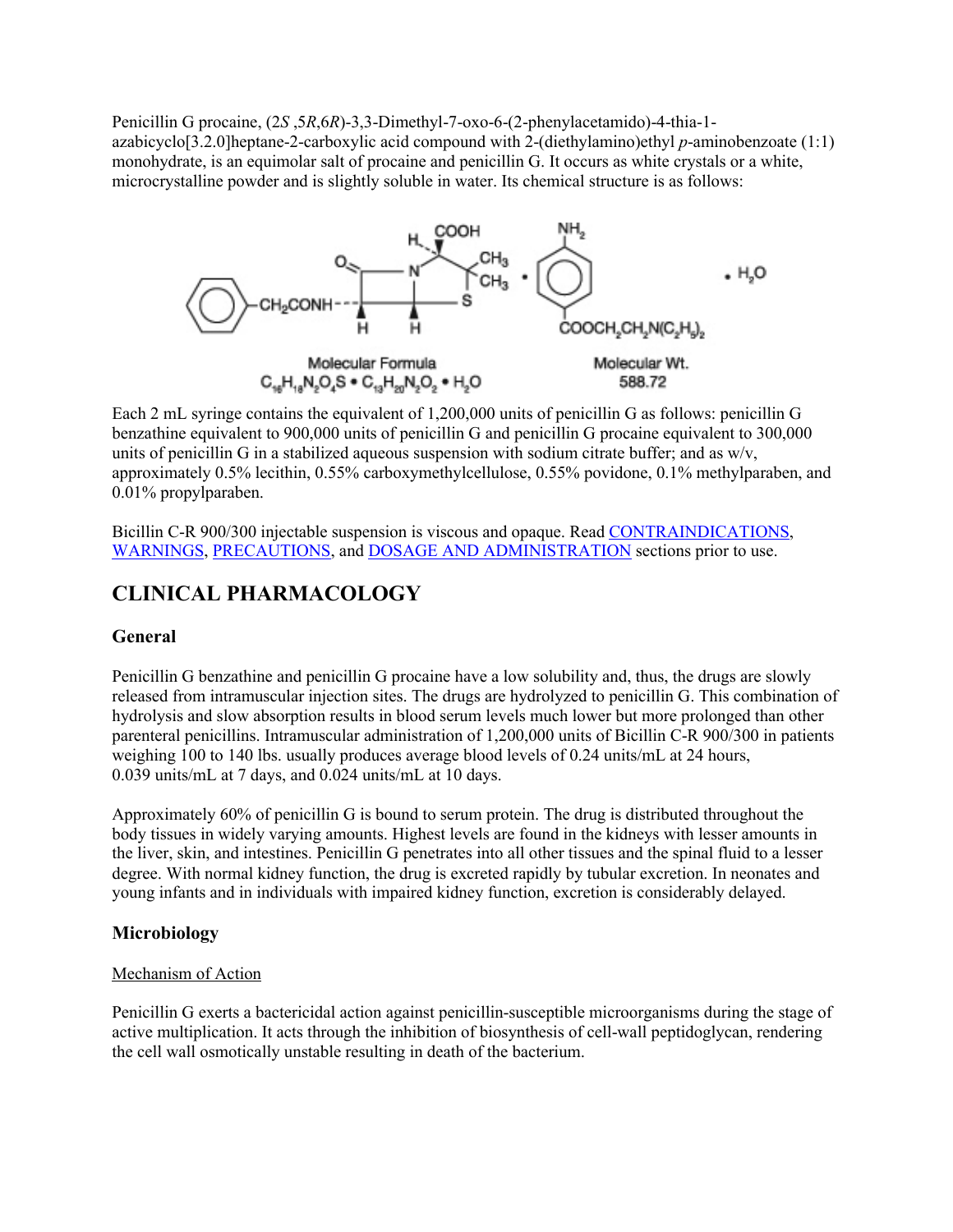Penicillin G procaine, (2*S* ,5*R*,6*R*)-3,3-Dimethyl-7-oxo-6-(2-phenylacetamido)-4-thia-1-azabicyclo[3.2.0]heptane-2-carboxylic acid compound with 2-(diethylamino)ethyl *p*-aminobenzoate (1:1) monohydrate, is an equimolar salt of procaine and penicillin G. It occurs as white crystals or a white, microcrystalline powder and is slightly soluble in water. Its chemical structure is as follows:

Molecular Formula $C_{16}H_{18}N_2O_4S \cdot C_{13}H_{20}N_2O_2 \cdot H_2O$

Molecular Wt. 588.72

Each 2 mL syringe contains the equivalent of 1,200,000 units of penicillin G as follows: penicillin G benzathine equivalent to 900,000 units of penicillin G and penicillin G procaine equivalent to 300,000 units of penicillin G in a stabilized aqueous suspension with sodium citrate buffer; and as w/v, approximately 0.5% lecithin, 0.55% carboxymethylcellulose, 0.55% povidone, 0.1% methylparaben, and 0.01% propylparaben.

Bicillin C-R 900/300 injectable suspension is viscous and opaque. Read CONTRAINDICATIONS, WARNINGS, PRECAUTIONS, and DOSAGE AND ADMINISTRATION sections prior to use.

## CLINICAL PHARMACOLOGY

### General

Penicillin G benzathine and penicillin G procaine have a low solubility and, thus, the drugs are slowly released from intramuscular injection sites. The drugs are hydrolyzed to penicillin G. This combination of hydrolysis and slow absorption results in blood serum levels much lower but more prolonged than other parenteral penicillins. Intramuscular administration of 1,200,000 units of Bicillin C-R 900/300 in patients weighing 100 to 140 lbs. usually produces average blood levels of 0.24 units/mL at 24 hours, 0.039 units/mL at 7 days, and 0.024 units/mL at 10 days.

Approximately 60% of penicillin G is bound to serum protein. The drug is distributed throughout the body tissues in widely varying amounts. Highest levels are found in the kidneys with lesser amounts in the liver, skin, and intestines. Penicillin G penetrates into all other tissues and the spinal fluid to a lesser degree. With normal kidney function, the drug is excreted rapidly by tubular excretion. In neonates and young infants and in individuals with impaired kidney function, excretion is considerably delayed.

### Microbiology

Mechanism of Action

Penicillin G exerts a bactericidal action against penicillin-susceptible microorganisms during the stage of active multiplication. It acts through the inhibition of biosynthesis of cell-wall peptidoglycan, rendering the cell wall osmotically unstable resulting in death of the bacterium.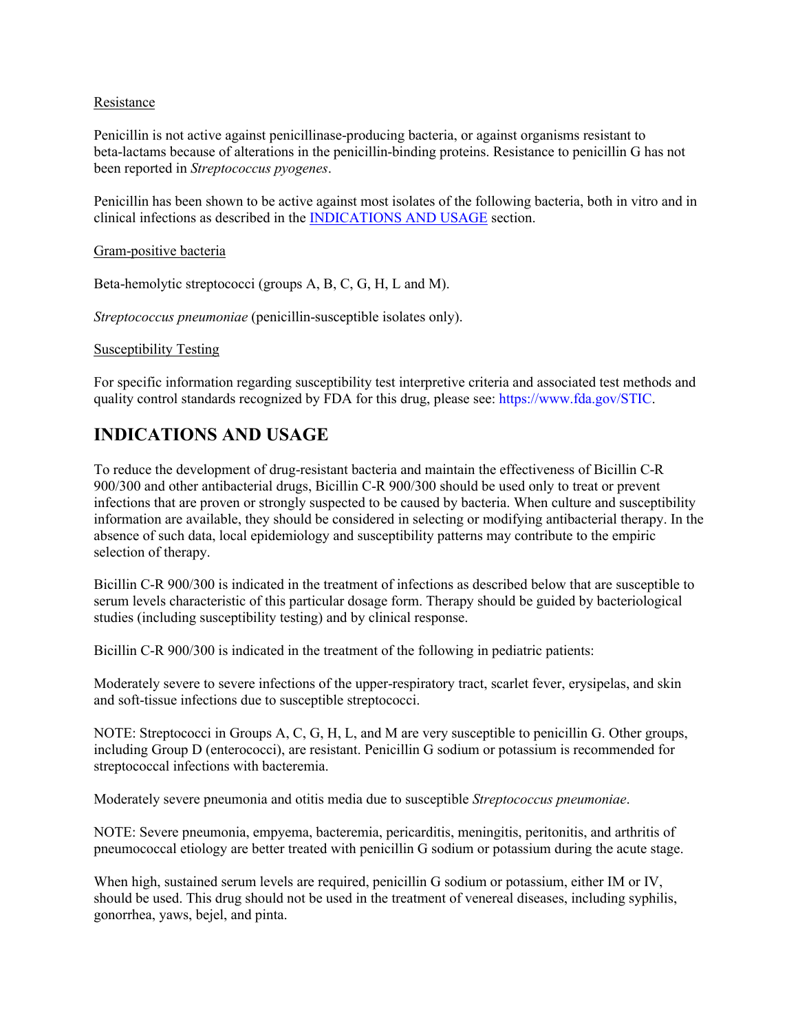Resistance

Penicillin is not active against penicillinase-producing bacteria, or against organisms resistant to beta-lactams because of alterations in the penicillin-binding proteins. Resistance to penicillin G has not been reported in *Streptococcus pyogenes*.

Penicillin has been shown to be active against most isolates of the following bacteria, both in vitro and in clinical infections as described in the INDICATIONS AND USAGE section.

Gram-positive bacteria

Beta-hemolytic streptococci (groups A, B, C, G, H, L and M).

*Streptococcus pneumoniae* (penicillin-susceptible isolates only).

Susceptibility Testing

For specific information regarding susceptibility test interpretive criteria and associated test methods and quality control standards recognized by FDA for this drug, please see: https://www.fda.gov/STIC.

## INDICATIONS AND USAGE

To reduce the development of drug-resistant bacteria and maintain the effectiveness of Bicillin C-R 900/300 and other antibacterial drugs, Bicillin C-R 900/300 should be used only to treat or prevent infections that are proven or strongly suspected to be caused by bacteria. When culture and susceptibility information are available, they should be considered in selecting or modifying antibacterial therapy. In the absence of such data, local epidemiology and susceptibility patterns may contribute to the empiric selection of therapy.

Bicillin C-R 900/300 is indicated in the treatment of infections as described below that are susceptible to serum levels characteristic of this particular dosage form. Therapy should be guided by bacteriological studies (including susceptibility testing) and by clinical response.

Bicillin C-R 900/300 is indicated in the treatment of the following in pediatric patients:

Moderately severe to severe infections of the upper-respiratory tract, scarlet fever, erysipelas, and skin and soft-tissue infections due to susceptible streptococci.

NOTE: Streptococci in Groups A, C, G, H, L, and M are very susceptible to penicillin G. Other groups, including Group D (enterococci), are resistant. Penicillin G sodium or potassium is recommended for streptococcal infections with bacteremia.

Moderately severe pneumonia and otitis media due to susceptible *Streptococcus pneumoniae*.

NOTE: Severe pneumonia, empyema, bacteremia, pericarditis, meningitis, peritonitis, and arthritis of pneumococcal etiology are better treated with penicillin G sodium or potassium during the acute stage.

When high, sustained serum levels are required, penicillin G sodium or potassium, either IM or IV, should be used. This drug should not be used in the treatment of venereal diseases, including syphilis, gonorrhea, yaws, bejel, and pinta.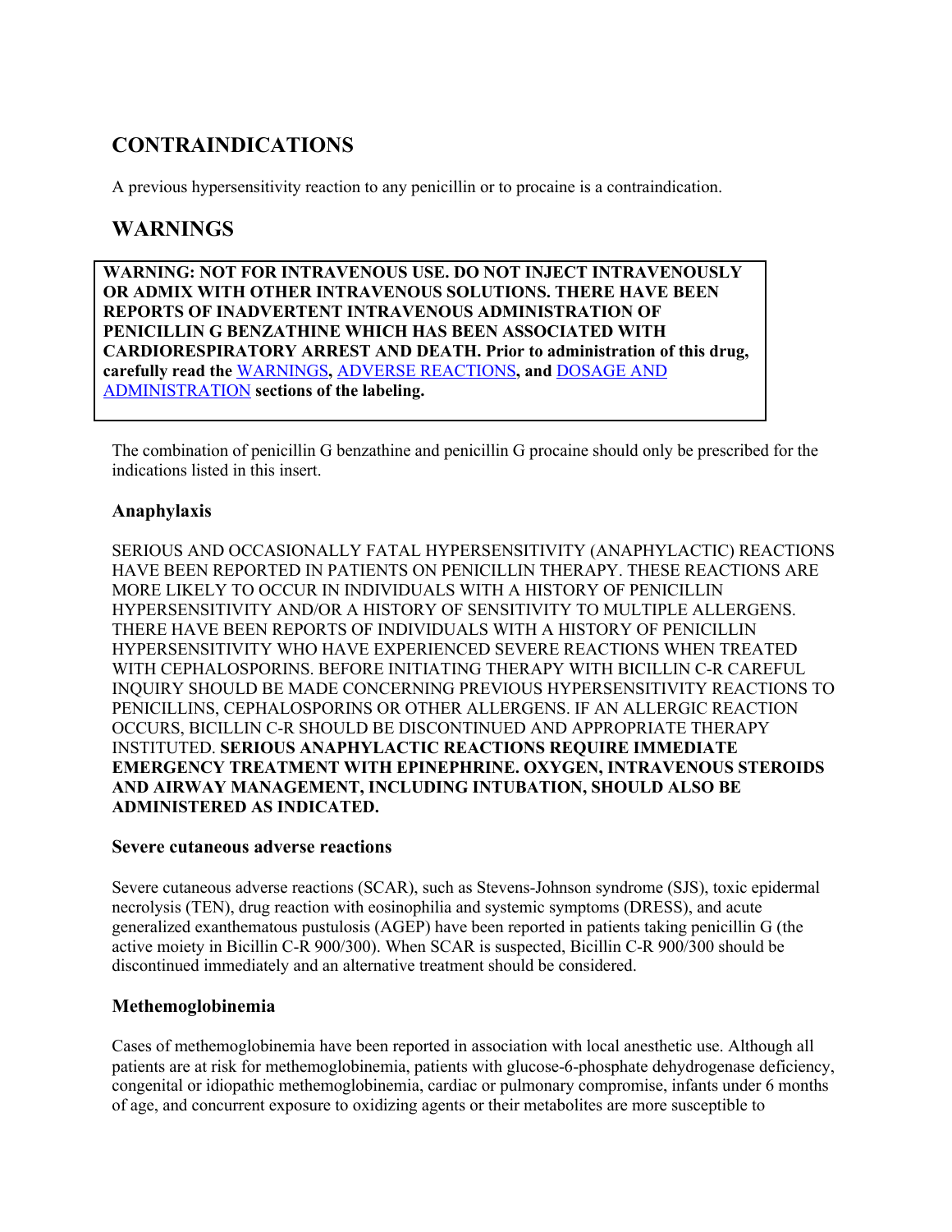## CONTRAINDICATIONS

A previous hypersensitivity reaction to any penicillin or to procaine is a contraindication.

## WARNINGS

**WARNING: NOT FOR INTRAVENOUS USE. DO NOT INJECT INTRAVENOUSLY OR ADMIX WITH OTHER INTRAVENOUS SOLUTIONS. THERE HAVE BEEN REPORTS OF INADVERTENT INTRAVENOUS ADMINISTRATION OF PENICILLIN G BENZATHINE WHICH HAS BEEN ASSOCIATED WITH CARDIORESPIRATORY ARREST AND DEATH. Prior to administration of this drug, carefully read the** WARNINGS**,** ADVERSE REACTIONS**, and** DOSAGE AND ADMINISTRATION **sections of the labeling.**

The combination of penicillin G benzathine and penicillin G procaine should only be prescribed for the indications listed in this insert.

### Anaphylaxis

SERIOUS AND OCCASIONALLY FATAL HYPERSENSITIVITY (ANAPHYLACTIC) REACTIONS HAVE BEEN REPORTED IN PATIENTS ON PENICILLIN THERAPY. THESE REACTIONS ARE MORE LIKELY TO OCCUR IN INDIVIDUALS WITH A HISTORY OF PENICILLIN HYPERSENSITIVITY AND/OR A HISTORY OF SENSITIVITY TO MULTIPLE ALLERGENS. THERE HAVE BEEN REPORTS OF INDIVIDUALS WITH A HISTORY OF PENICILLIN HYPERSENSITIVITY WHO HAVE EXPERIENCED SEVERE REACTIONS WHEN TREATED WITH CEPHALOSPORINS. BEFORE INITIATING THERAPY WITH BICILLIN C-R CAREFUL INQUIRY SHOULD BE MADE CONCERNING PREVIOUS HYPERSENSITIVITY REACTIONS TO PENICILLINS, CEPHALOSPORINS OR OTHER ALLERGENS. IF AN ALLERGIC REACTION OCCURS, BICILLIN C-R SHOULD BE DISCONTINUED AND APPROPRIATE THERAPY INSTITUTED. **SERIOUS ANAPHYLACTIC REACTIONS REQUIRE IMMEDIATE EMERGENCY TREATMENT WITH EPINEPHRINE. OXYGEN, INTRAVENOUS STEROIDS AND AIRWAY MANAGEMENT, INCLUDING INTUBATION, SHOULD ALSO BE ADMINISTERED AS INDICATED.**

### Severe cutaneous adverse reactions

Severe cutaneous adverse reactions (SCAR), such as Stevens-Johnson syndrome (SJS), toxic epidermal necrolysis (TEN), drug reaction with eosinophilia and systemic symptoms (DRESS), and acute generalized exanthematous pustulosis (AGEP) have been reported in patients taking penicillin G (the active moiety in Bicillin C-R 900/300). When SCAR is suspected, Bicillin C-R 900/300 should be discontinued immediately and an alternative treatment should be considered.

### Methemoglobinemia

Cases of methemoglobinemia have been reported in association with local anesthetic use. Although all patients are at risk for methemoglobinemia, patients with glucose-6-phosphate dehydrogenase deficiency, congenital or idiopathic methemoglobinemia, cardiac or pulmonary compromise, infants under 6 months of age, and concurrent exposure to oxidizing agents or their metabolites are more susceptible to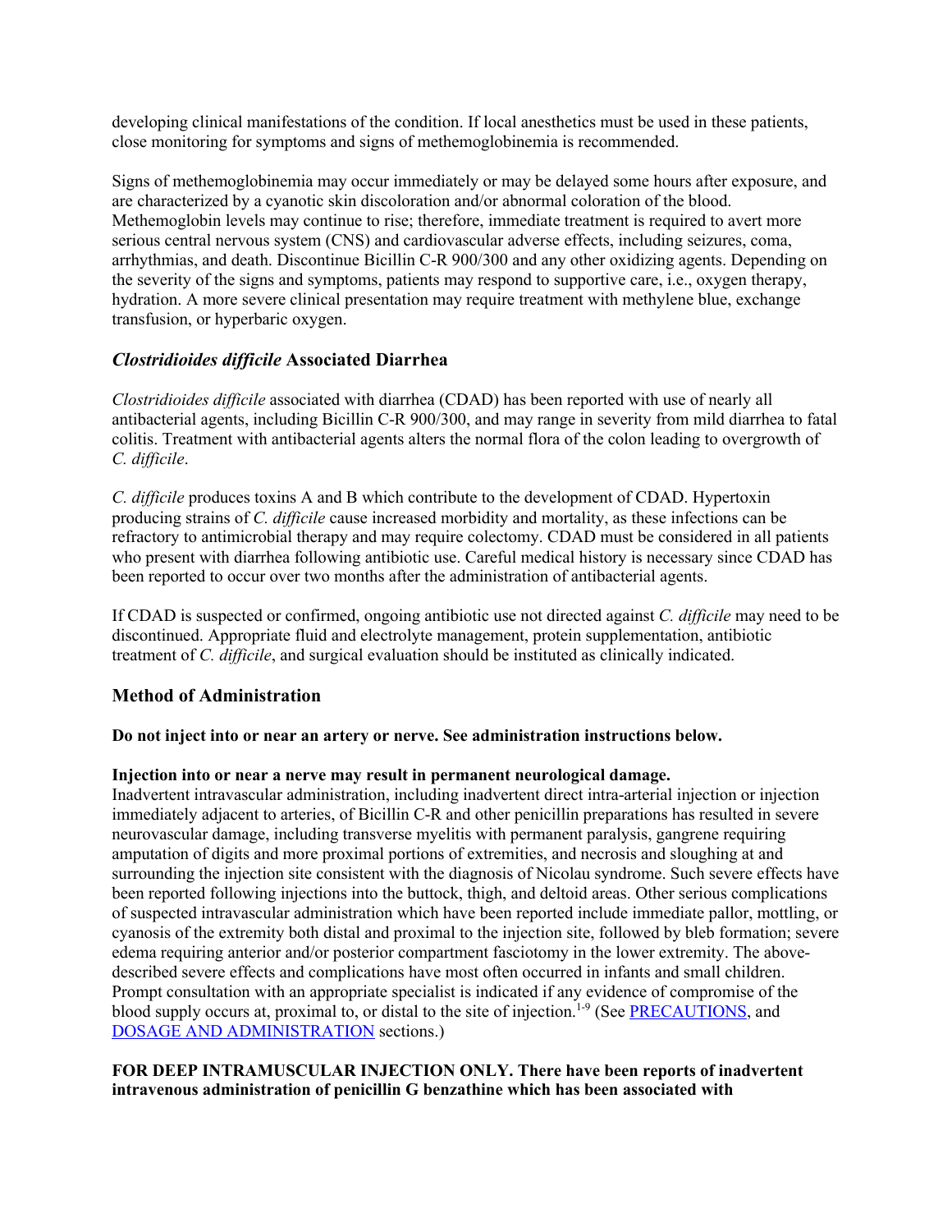developing clinical manifestations of the condition. If local anesthetics must be used in these patients, close monitoring for symptoms and signs of methemoglobinemia is recommended.

Signs of methemoglobinemia may occur immediately or may be delayed some hours after exposure, and are characterized by a cyanotic skin discoloration and/or abnormal coloration of the blood. Methemoglobin levels may continue to rise; therefore, immediate treatment is required to avert more serious central nervous system (CNS) and cardiovascular adverse effects, including seizures, coma, arrhythmias, and death. Discontinue Bicillin C-R 900/300 and any other oxidizing agents. Depending on the severity of the signs and symptoms, patients may respond to supportive care, i.e., oxygen therapy, hydration. A more severe clinical presentation may require treatment with methylene blue, exchange transfusion, or hyperbaric oxygen.

## *Clostridioides difficile* Associated Diarrhea

*Clostridioides difficile* associated with diarrhea (CDAD) has been reported with use of nearly all antibacterial agents, including Bicillin C-R 900/300, and may range in severity from mild diarrhea to fatal colitis. Treatment with antibacterial agents alters the normal flora of the colon leading to overgrowth of *C. difficile*.

*C. difficile* produces toxins A and B which contribute to the development of CDAD. Hypertoxin producing strains of *C. difficile* cause increased morbidity and mortality, as these infections can be refractory to antimicrobial therapy and may require colectomy. CDAD must be considered in all patients who present with diarrhea following antibiotic use. Careful medical history is necessary since CDAD has been reported to occur over two months after the administration of antibacterial agents.

If CDAD is suspected or confirmed, ongoing antibiotic use not directed against *C. difficile* may need to be discontinued. Appropriate fluid and electrolyte management, protein supplementation, antibiotic treatment of *C. difficile*, and surgical evaluation should be instituted as clinically indicated.

## Method of Administration

**Do not inject into or near an artery or nerve. See administration instructions below.**

**Injection into or near a nerve may result in permanent neurological damage.**
Inadvertent intravascular administration, including inadvertent direct intra-arterial injection or injection immediately adjacent to arteries, of Bicillin C-R and other penicillin preparations has resulted in severe neurovascular damage, including transverse myelitis with permanent paralysis, gangrene requiring amputation of digits and more proximal portions of extremities, and necrosis and sloughing at and surrounding the injection site consistent with the diagnosis of Nicolau syndrome. Such severe effects have been reported following injections into the buttock, thigh, and deltoid areas. Other serious complications of suspected intravascular administration which have been reported include immediate pallor, mottling, or cyanosis of the extremity both distal and proximal to the injection site, followed by bleb formation; severe edema requiring anterior and/or posterior compartment fasciotomy in the lower extremity. The above-described severe effects and complications have most often occurred in infants and small children. Prompt consultation with an appropriate specialist is indicated if any evidence of compromise of the blood supply occurs at, proximal to, or distal to the site of injection.[1-9] (See PRECAUTIONS, and DOSAGE AND ADMINISTRATION sections.)

**FOR DEEP INTRAMUSCULAR INJECTION ONLY. There have been reports of inadvertent intravenous administration of penicillin G benzathine which has been associated with**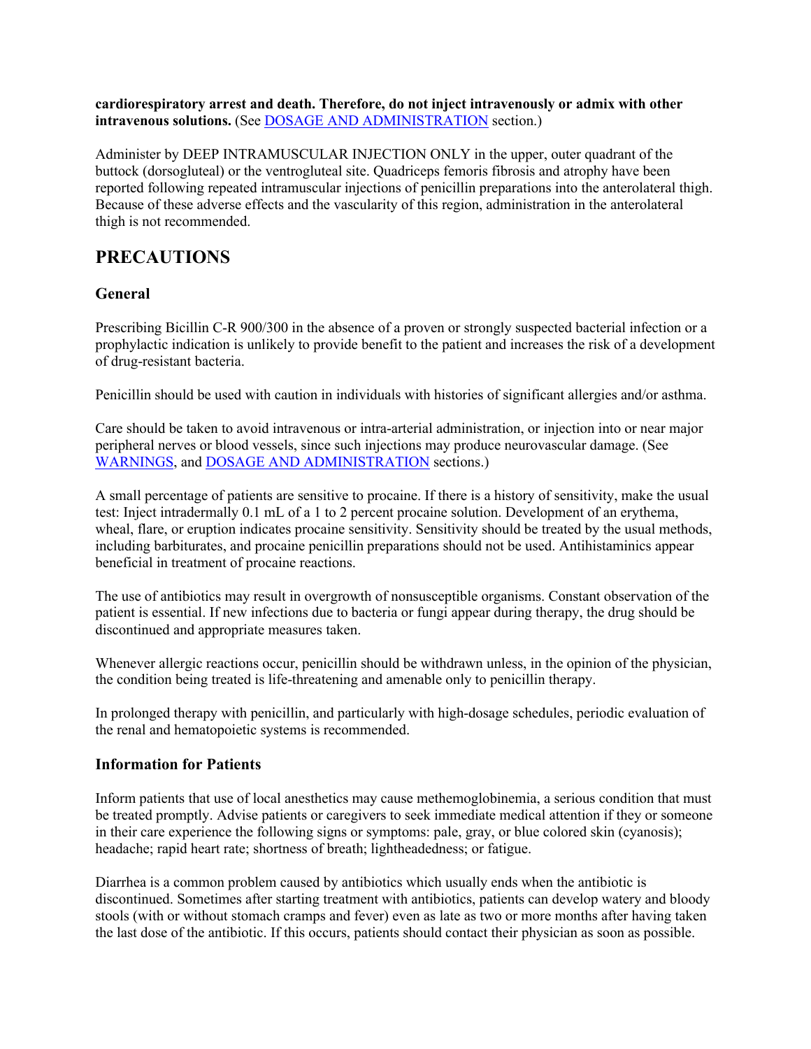**cardiorespiratory arrest and death. Therefore, do not inject intravenously or admix with other intravenous solutions.** (See DOSAGE AND ADMINISTRATION section.)

Administer by DEEP INTRAMUSCULAR INJECTION ONLY in the upper, outer quadrant of the buttock (dorsogluteal) or the ventrogluteal site. Quadriceps femoris fibrosis and atrophy have been reported following repeated intramuscular injections of penicillin preparations into the anterolateral thigh. Because of these adverse effects and the vascularity of this region, administration in the anterolateral thigh is not recommended.

## PRECAUTIONS

### General

Prescribing Bicillin C-R 900/300 in the absence of a proven or strongly suspected bacterial infection or a prophylactic indication is unlikely to provide benefit to the patient and increases the risk of a development of drug-resistant bacteria.

Penicillin should be used with caution in individuals with histories of significant allergies and/or asthma.

Care should be taken to avoid intravenous or intra-arterial administration, or injection into or near major peripheral nerves or blood vessels, since such injections may produce neurovascular damage. (See WARNINGS, and DOSAGE AND ADMINISTRATION sections.)

A small percentage of patients are sensitive to procaine. If there is a history of sensitivity, make the usual test: Inject intradermally 0.1 mL of a 1 to 2 percent procaine solution. Development of an erythema, wheal, flare, or eruption indicates procaine sensitivity. Sensitivity should be treated by the usual methods, including barbiturates, and procaine penicillin preparations should not be used. Antihistaminics appear beneficial in treatment of procaine reactions.

The use of antibiotics may result in overgrowth of nonsusceptible organisms. Constant observation of the patient is essential. If new infections due to bacteria or fungi appear during therapy, the drug should be discontinued and appropriate measures taken.

Whenever allergic reactions occur, penicillin should be withdrawn unless, in the opinion of the physician, the condition being treated is life-threatening and amenable only to penicillin therapy.

In prolonged therapy with penicillin, and particularly with high-dosage schedules, periodic evaluation of the renal and hematopoietic systems is recommended.

### Information for Patients

Inform patients that use of local anesthetics may cause methemoglobinemia, a serious condition that must be treated promptly. Advise patients or caregivers to seek immediate medical attention if they or someone in their care experience the following signs or symptoms: pale, gray, or blue colored skin (cyanosis); headache; rapid heart rate; shortness of breath; lightheadedness; or fatigue.

Diarrhea is a common problem caused by antibiotics which usually ends when the antibiotic is discontinued. Sometimes after starting treatment with antibiotics, patients can develop watery and bloody stools (with or without stomach cramps and fever) even as late as two or more months after having taken the last dose of the antibiotic. If this occurs, patients should contact their physician as soon as possible.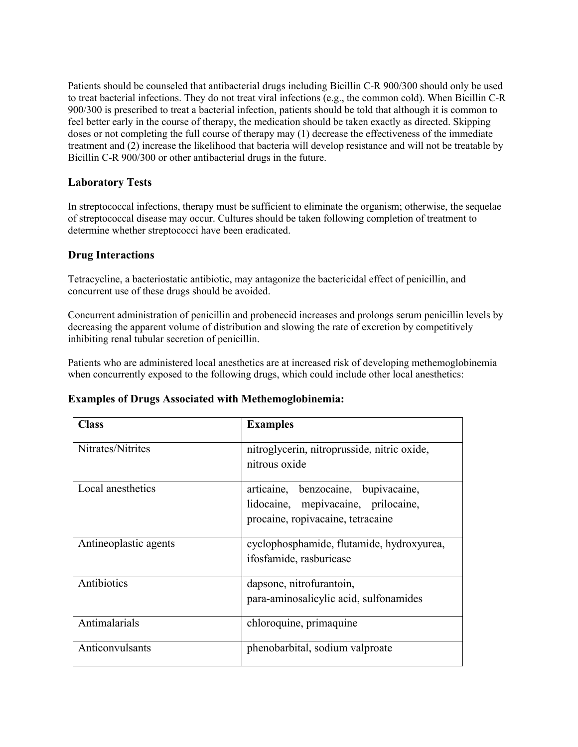Patients should be counseled that antibacterial drugs including Bicillin C-R 900/300 should only be used to treat bacterial infections. They do not treat viral infections (e.g., the common cold). When Bicillin C-R 900/300 is prescribed to treat a bacterial infection, patients should be told that although it is common to feel better early in the course of therapy, the medication should be taken exactly as directed. Skipping doses or not completing the full course of therapy may (1) decrease the effectiveness of the immediate treatment and (2) increase the likelihood that bacteria will develop resistance and will not be treatable by Bicillin C-R 900/300 or other antibacterial drugs in the future.

### Laboratory Tests

In streptococcal infections, therapy must be sufficient to eliminate the organism; otherwise, the sequelae of streptococcal disease may occur. Cultures should be taken following completion of treatment to determine whether streptococci have been eradicated.

### Drug Interactions

Tetracycline, a bacteriostatic antibiotic, may antagonize the bactericidal effect of penicillin, and concurrent use of these drugs should be avoided.

Concurrent administration of penicillin and probenecid increases and prolongs serum penicillin levels by decreasing the apparent volume of distribution and slowing the rate of excretion by competitively inhibiting renal tubular secretion of penicillin.

Patients who are administered local anesthetics are at increased risk of developing methemoglobinemia when concurrently exposed to the following drugs, which could include other local anesthetics:

### Examples of Drugs Associated with Methemoglobinemia:

| Class | Examples |
|---|---|
| Nitrates/Nitrites | nitroglycerin, nitroprusside, nitric oxide, nitrous oxide |
| Local anesthetics | articaine, benzocaine, bupivacaine, lidocaine, mepivacaine, prilocaine, procaine, ropivacaine, tetracaine |
| Antineoplastic agents | cyclophosphamide, flutamide, hydroxyurea, ifosfamide, rasburicase |
| Antibiotics | dapsone, nitrofurantoin, para-aminosalicylic acid, sulfonamides |
| Antimalarials | chloroquine, primaquine |
| Anticonvulsants | phenobarbital, sodium valproate |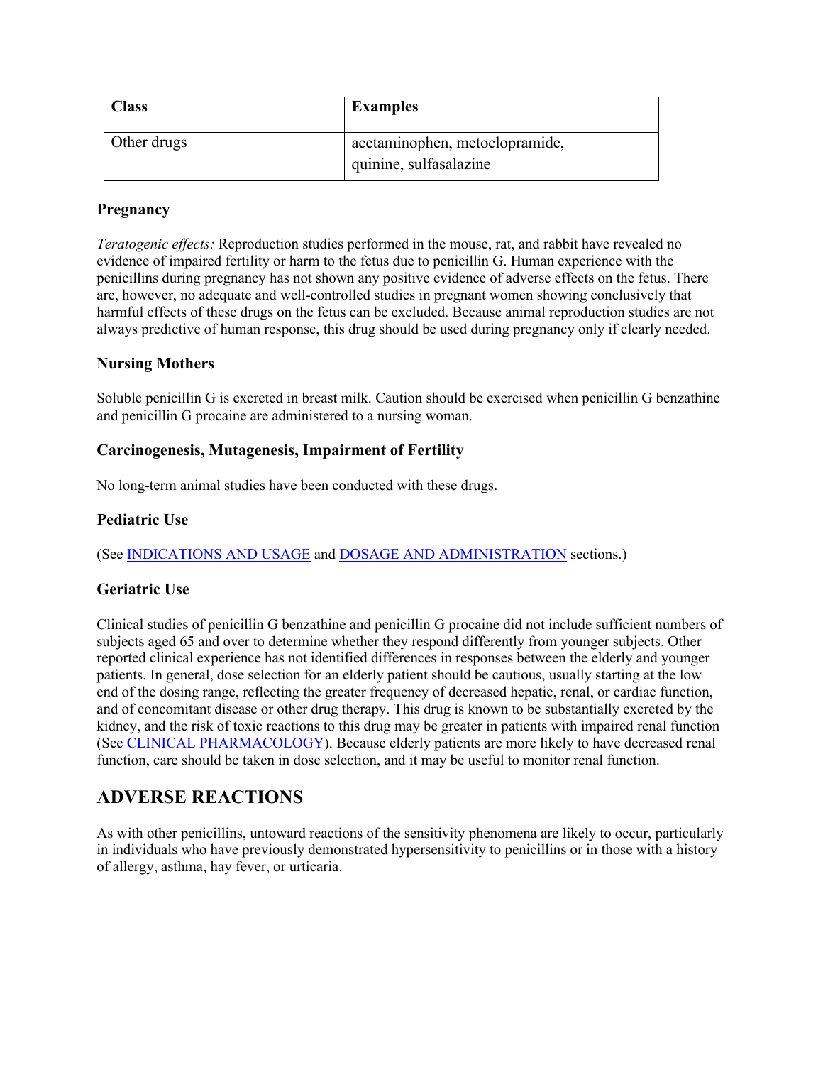| Class | Examples |
| --- | --- |
| Other drugs | acetaminophen, metoclopramide, quinine, sulfasalazine |

### Pregnancy

*Teratogenic effects:* Reproduction studies performed in the mouse, rat, and rabbit have revealed no evidence of impaired fertility or harm to the fetus due to penicillin G. Human experience with the penicillins during pregnancy has not shown any positive evidence of adverse effects on the fetus. There are, however, no adequate and well-controlled studies in pregnant women showing conclusively that harmful effects of these drugs on the fetus can be excluded. Because animal reproduction studies are not always predictive of human response, this drug should be used during pregnancy only if clearly needed.

### Nursing Mothers

Soluble penicillin G is excreted in breast milk. Caution should be exercised when penicillin G benzathine and penicillin G procaine are administered to a nursing woman.

### Carcinogenesis, Mutagenesis, Impairment of Fertility

No long-term animal studies have been conducted with these drugs.

### Pediatric Use

(See INDICATIONS AND USAGE and DOSAGE AND ADMINISTRATION sections.)

### Geriatric Use

Clinical studies of penicillin G benzathine and penicillin G procaine did not include sufficient numbers of subjects aged 65 and over to determine whether they respond differently from younger subjects. Other reported clinical experience has not identified differences in responses between the elderly and younger patients. In general, dose selection for an elderly patient should be cautious, usually starting at the low end of the dosing range, reflecting the greater frequency of decreased hepatic, renal, or cardiac function, and of concomitant disease or other drug therapy. This drug is known to be substantially excreted by the kidney, and the risk of toxic reactions to this drug may be greater in patients with impaired renal function (See CLINICAL PHARMACOLOGY). Because elderly patients are more likely to have decreased renal function, care should be taken in dose selection, and it may be useful to monitor renal function.

## ADVERSE REACTIONS

As with other penicillins, untoward reactions of the sensitivity phenomena are likely to occur, particularly in individuals who have previously demonstrated hypersensitivity to penicillins or in those with a history of allergy, asthma, hay fever, or urticaria.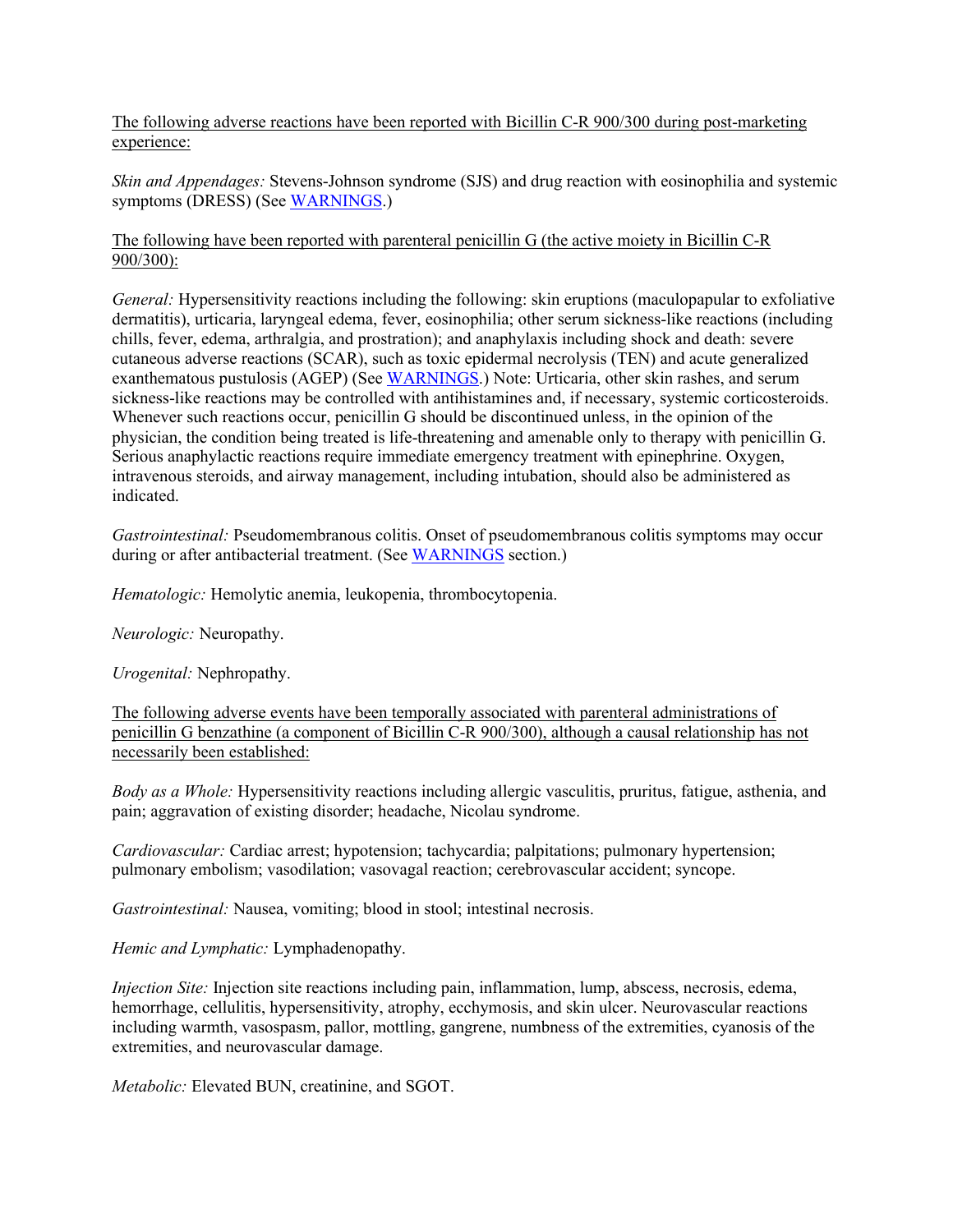The following adverse reactions have been reported with Bicillin C-R 900/300 during post-marketing experience:

*Skin and Appendages:* Stevens-Johnson syndrome (SJS) and drug reaction with eosinophilia and systemic symptoms (DRESS) (See WARNINGS.)

The following have been reported with parenteral penicillin G (the active moiety in Bicillin C-R 900/300):

*General:* Hypersensitivity reactions including the following: skin eruptions (maculopapular to exfoliative dermatitis), urticaria, laryngeal edema, fever, eosinophilia; other serum sickness-like reactions (including chills, fever, edema, arthralgia, and prostration); and anaphylaxis including shock and death: severe cutaneous adverse reactions (SCAR), such as toxic epidermal necrolysis (TEN) and acute generalized exanthematous pustulosis (AGEP) (See WARNINGS.) Note: Urticaria, other skin rashes, and serum sickness-like reactions may be controlled with antihistamines and, if necessary, systemic corticosteroids. Whenever such reactions occur, penicillin G should be discontinued unless, in the opinion of the physician, the condition being treated is life-threatening and amenable only to therapy with penicillin G. Serious anaphylactic reactions require immediate emergency treatment with epinephrine. Oxygen, intravenous steroids, and airway management, including intubation, should also be administered as indicated.

*Gastrointestinal:* Pseudomembranous colitis. Onset of pseudomembranous colitis symptoms may occur during or after antibacterial treatment. (See WARNINGS section.)

*Hematologic:* Hemolytic anemia, leukopenia, thrombocytopenia.

*Neurologic:* Neuropathy.

*Urogenital:* Nephropathy.

The following adverse events have been temporally associated with parenteral administrations of penicillin G benzathine (a component of Bicillin C-R 900/300), although a causal relationship has not necessarily been established:

*Body as a Whole:* Hypersensitivity reactions including allergic vasculitis, pruritus, fatigue, asthenia, and pain; aggravation of existing disorder; headache, Nicolau syndrome.

*Cardiovascular:* Cardiac arrest; hypotension; tachycardia; palpitations; pulmonary hypertension; pulmonary embolism; vasodilation; vasovagal reaction; cerebrovascular accident; syncope.

*Gastrointestinal:* Nausea, vomiting; blood in stool; intestinal necrosis.

*Hemic and Lymphatic:* Lymphadenopathy.

*Injection Site:* Injection site reactions including pain, inflammation, lump, abscess, necrosis, edema, hemorrhage, cellulitis, hypersensitivity, atrophy, ecchymosis, and skin ulcer. Neurovascular reactions including warmth, vasospasm, pallor, mottling, gangrene, numbness of the extremities, cyanosis of the extremities, and neurovascular damage.

*Metabolic:* Elevated BUN, creatinine, and SGOT.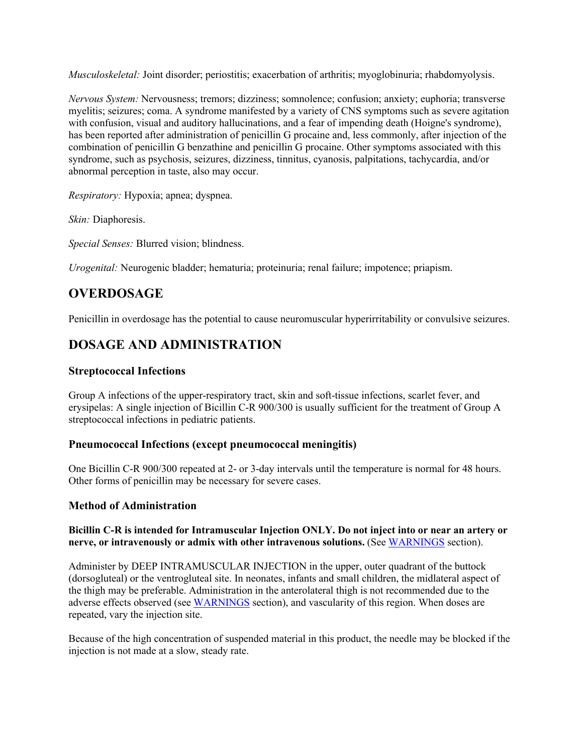*Musculoskeletal:* Joint disorder; periostitis; exacerbation of arthritis; myoglobinuria; rhabdomyolysis.

*Nervous System:* Nervousness; tremors; dizziness; somnolence; confusion; anxiety; euphoria; transverse myelitis; seizures; coma. A syndrome manifested by a variety of CNS symptoms such as severe agitation with confusion, visual and auditory hallucinations, and a fear of impending death (Hoigne's syndrome), has been reported after administration of penicillin G procaine and, less commonly, after injection of the combination of penicillin G benzathine and penicillin G procaine. Other symptoms associated with this syndrome, such as psychosis, seizures, dizziness, tinnitus, cyanosis, palpitations, tachycardia, and/or abnormal perception in taste, also may occur.

*Respiratory:* Hypoxia; apnea; dyspnea.

*Skin:* Diaphoresis.

*Special Senses:* Blurred vision; blindness.

*Urogenital:* Neurogenic bladder; hematuria; proteinuria; renal failure; impotence; priapism.

## OVERDOSAGE

Penicillin in overdosage has the potential to cause neuromuscular hyperirritability or convulsive seizures.

## DOSAGE AND ADMINISTRATION

### Streptococcal Infections

Group A infections of the upper-respiratory tract, skin and soft-tissue infections, scarlet fever, and erysipelas: A single injection of Bicillin C-R 900/300 is usually sufficient for the treatment of Group A streptococcal infections in pediatric patients.

### Pneumococcal Infections (except pneumococcal meningitis)

One Bicillin C-R 900/300 repeated at 2- or 3-day intervals until the temperature is normal for 48 hours. Other forms of penicillin may be necessary for severe cases.

### Method of Administration

**Bicillin C-R is intended for Intramuscular Injection ONLY. Do not inject into or near an artery or nerve, or intravenously or admix with other intravenous solutions.** (See WARNINGS section).

Administer by DEEP INTRAMUSCULAR INJECTION in the upper, outer quadrant of the buttock (dorsogluteal) or the ventrogluteal site. In neonates, infants and small children, the midlateral aspect of the thigh may be preferable. Administration in the anterolateral thigh is not recommended due to the adverse effects observed (see WARNINGS section), and vascularity of this region. When doses are repeated, vary the injection site.

Because of the high concentration of suspended material in this product, the needle may be blocked if the injection is not made at a slow, steady rate.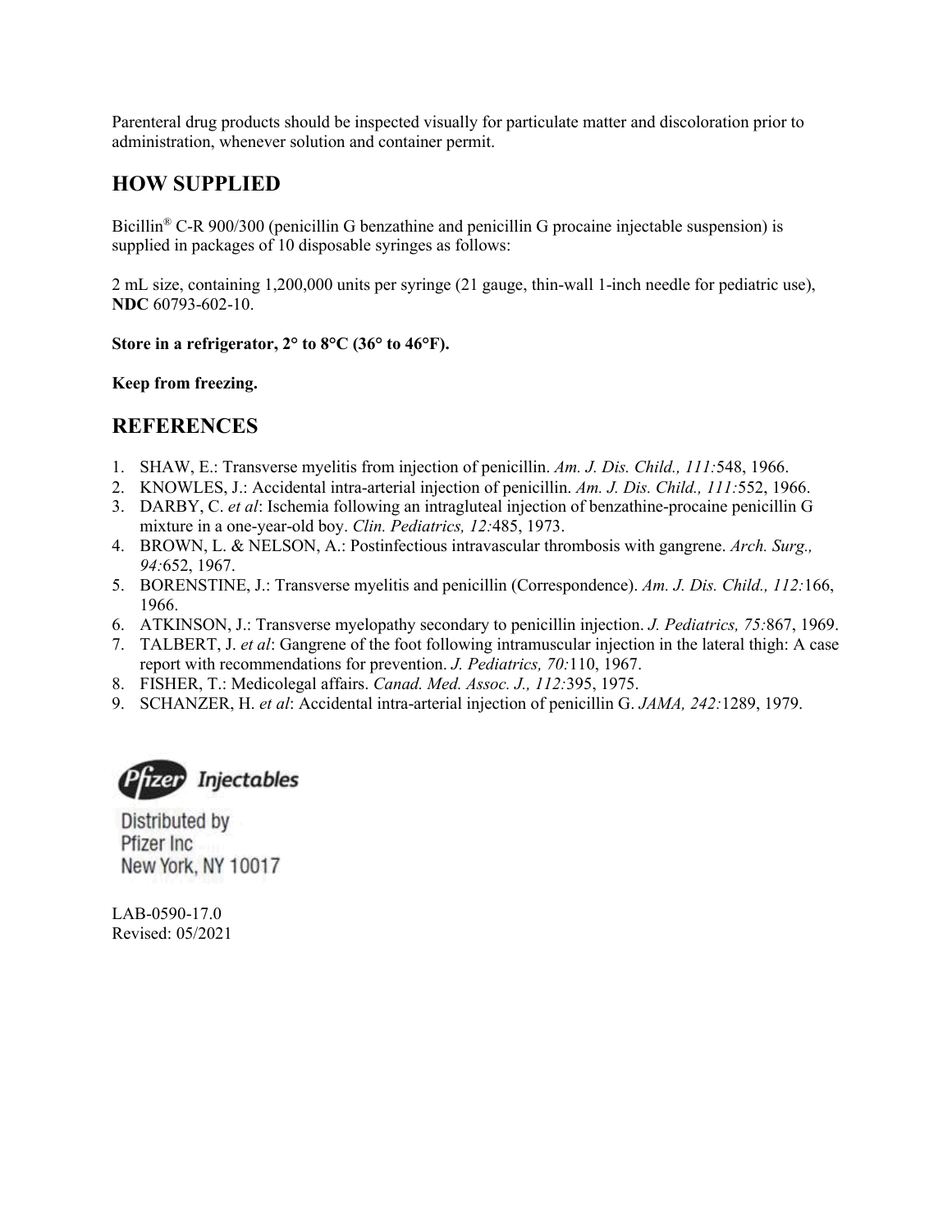Parenteral drug products should be inspected visually for particulate matter and discoloration prior to administration, whenever solution and container permit.

## HOW SUPPLIED

Bicillin® C-R 900/300 (penicillin G benzathine and penicillin G procaine injectable suspension) is supplied in packages of 10 disposable syringes as follows:

2 mL size, containing 1,200,000 units per syringe (21 gauge, thin-wall 1-inch needle for pediatric use), **NDC** 60793-602-10.

**Store in a refrigerator, 2° to 8°C (36° to 46°F).**

**Keep from freezing.**

## REFERENCES

1. SHAW, E.: Transverse myelitis from injection of penicillin. *Am. J. Dis. Child., 111:*548, 1966.
2. KNOWLES, J.: Accidental intra-arterial injection of penicillin. *Am. J. Dis. Child., 111:*552, 1966.
3. DARBY, C. *et al*: Ischemia following an intragluteal injection of benzathine-procaine penicillin G mixture in a one-year-old boy. *Clin. Pediatrics, 12:*485, 1973.
4. BROWN, L. & NELSON, A.: Postinfectious intravascular thrombosis with gangrene. *Arch. Surg., 94:*652, 1967.
5. BORENSTINE, J.: Transverse myelitis and penicillin (Correspondence). *Am. J. Dis. Child., 112:*166, 1966.
6. ATKINSON, J.: Transverse myelopathy secondary to penicillin injection. *J. Pediatrics, 75:*867, 1969.
7. TALBERT, J. *et al*: Gangrene of the foot following intramuscular injection in the lateral thigh: A case report with recommendations for prevention. *J. Pediatrics, 70:*110, 1967.
8. FISHER, T.: Medicolegal affairs. *Canad. Med. Assoc. J., 112:*395, 1975.
9. SCHANZER, H. *et al*: Accidental intra-arterial injection of penicillin G. *JAMA, 242:*1289, 1979.

Pfizer Injectables

Distributed by
Pfizer Inc
New York, NY 10017

LAB-0590-17.0
Revised: 05/2021